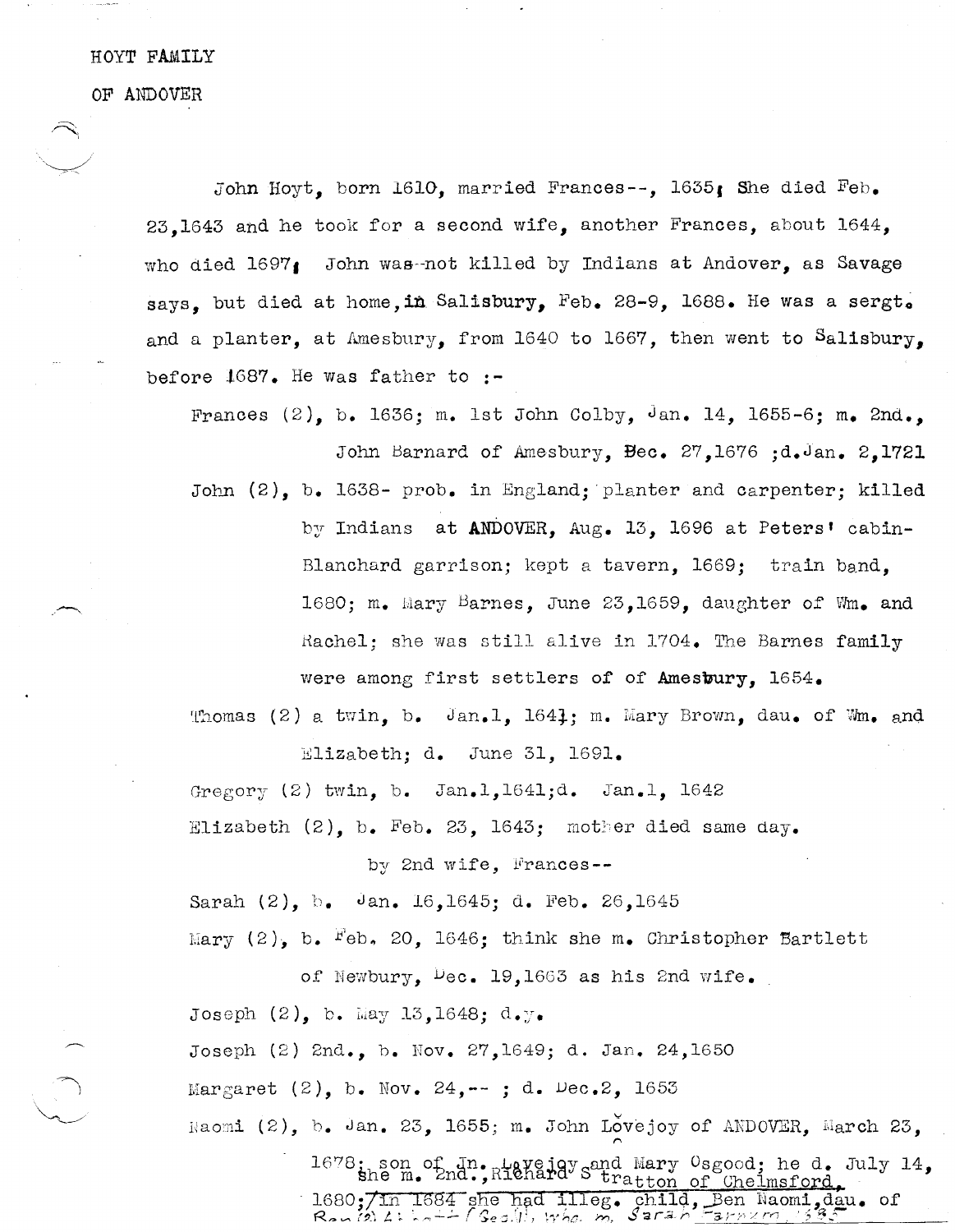HOYT FAMILY

OF ANDOVER

John Hoyt, born 1610, married Frances--, 1635; She died Feb. 23,1643 and he took for a second wife, another Frances, about 1644, who died 1697; John was not killed by Indians at Andover, as Savage says, but died at home, in Salisbury, Feb. 28-9, 1688. He was a sergt. and a planter, at Amesbury, from 1640 to 1667, then went to Salisbury, before 1687. He was father to :-

Frances (2), b. 1636; m. 1st John Colby, Jan. 14, 1655-6; m. 2nd., John Barnard of Amesbury, Dec. 27,1676 ;d.Jan. 2,1721

John (2), b. 1638- prob. in England; planter and carpenter; killed by Indians at **ANDOVER**, Aug. 13, 1696 at Peters' cabin- Blanchard garrison; kept a tavern, 1669; train band, 1680; m. Mary Barnes, June 23,1659, daughter of Wm. and Rachel; she was still alive in 1704. The Barnes family were among first settlers of of **Amesbury**, 1654.

Thomas (2) a twin, b. Jan.1, 1641; m. Mary Brown, dau. of Wm. and Elizabeth; d. June 31, 1691.

Gregory (2) twin, b. Jan.1,1641;d. Jan.1, 1642

Elizabeth (2), b. Feb. 23, 1643; mother died same day.

by 2nd wife, Frances--

Sarah (2), b. Jan. 16,1645; d. Feb. 26,1645

Mary (2), b. Feb. 20, 1646; think she m. Christopher Bartlett of Newbury, Dec. 19,1663 as his 2nd wife.

Joseph (2), b. May 13,1648; d.y.

Joseph (2) 2nd., b. Nov. 27,1649; d. Jan. 24,1650

Margaret (2), b. Nov. 24,-- ; d. Dec.2, 1653

Naomi (2), b. Jan. 23, 1655; m. John Lovejoy of ANDOVER, March 23, 1678; son of Jn. Lovejoy and Mary Osgood; he d. July 14, 1680;/ she m. 2nd., Richard Stratton of Chelmsford. In 1684 she had illeg. child, Ben Naomi,dau. of Ben(2) Abbott (Geo(1), who m. Sarah Farnum 1685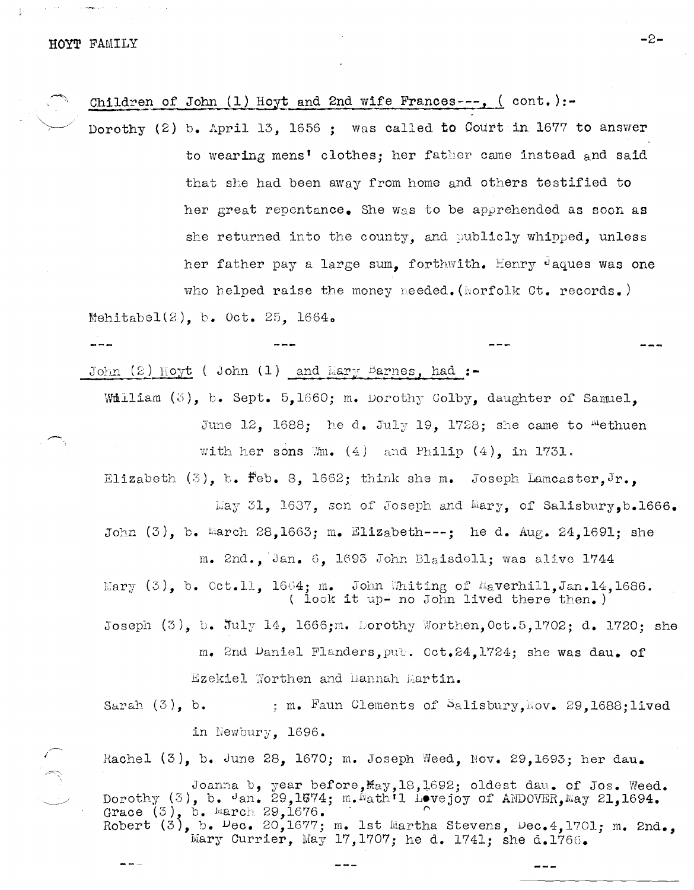Children of John (1) Hoyt and 2nd wife Frances---, ( cont. ):-

Dorothy (2) b. April 13, 1656 ; was called to Court in 1677 to answer to wearing mens' clothes; her father came instead and said that she had been away from home and others testified to her great repentance. She was to be apprehended as soon as she returned into the county, and publicly whipped, unless her father pay a large sum, forthwith. Henry Jaques was one who helped raise the money needed.(Norfolk Ct. records.)

Mehitabel(2), b. Oct. 25, 1664.

--- --- --- ---

John (2) Hoyt ( John (1) and Mary Barnes, had :-

William (3), b. Sept. 5,1660; m. Dorothy Colby, daughter of Samuel, June 12, 1688; he d. July 19, 1728; she came to Methuen with her sons Wm. (4) and Philip (4), in 1731.

Elizabeth (3), b. Feb. 8, 1662; think she m. Joseph Lamcaster,Jr., May 31, 1637, son of Joseph and Mary, of Salisbury,b.1666.

John (3), b. March 28,1663; m. Elizabeth---; he d. Aug. 24,1691; she m. 2nd., Jan. 6, 1693 John Blaisdell; was alive 1744

Mary (3), b. Oct.11, 1664; m. John Whiting of Haverhill,Jan.14,1686. ( look it up- no John lived there then. )

Joseph (3), b. July 14, 1666;m. Dorothy Worthen,Oct.5,1702; d. 1720; she m. 2nd Daniel Flanders,pub. Oct.24,1724; she was dau. of Ezekiel Worthen and Hannah Martin.

Sarah (3), b. ; m. Faun Clements of Salisbury,Nov. 29,1688;lived in Newbury, 1696.

Rachel (3), b. June 28, 1670; m. Joseph Weed, Nov. 29,1693; her dau. Joanna b, year before,May,18,1692; oldest dau. of Jos. Weed.

Dorothy (3), b. Jan. 29,1674; m.Nath'l Lovejoy of ANDOVER,May 21,1694.

Grace (3), b. March 29,1676.

Robert (3), b. Dec. 20,1677; m. 1st Martha Stevens, Dec.4,1701; m. 2nd., Mary Currier, May 17,1707; he d. 1741; she d.1766.

--- --- ---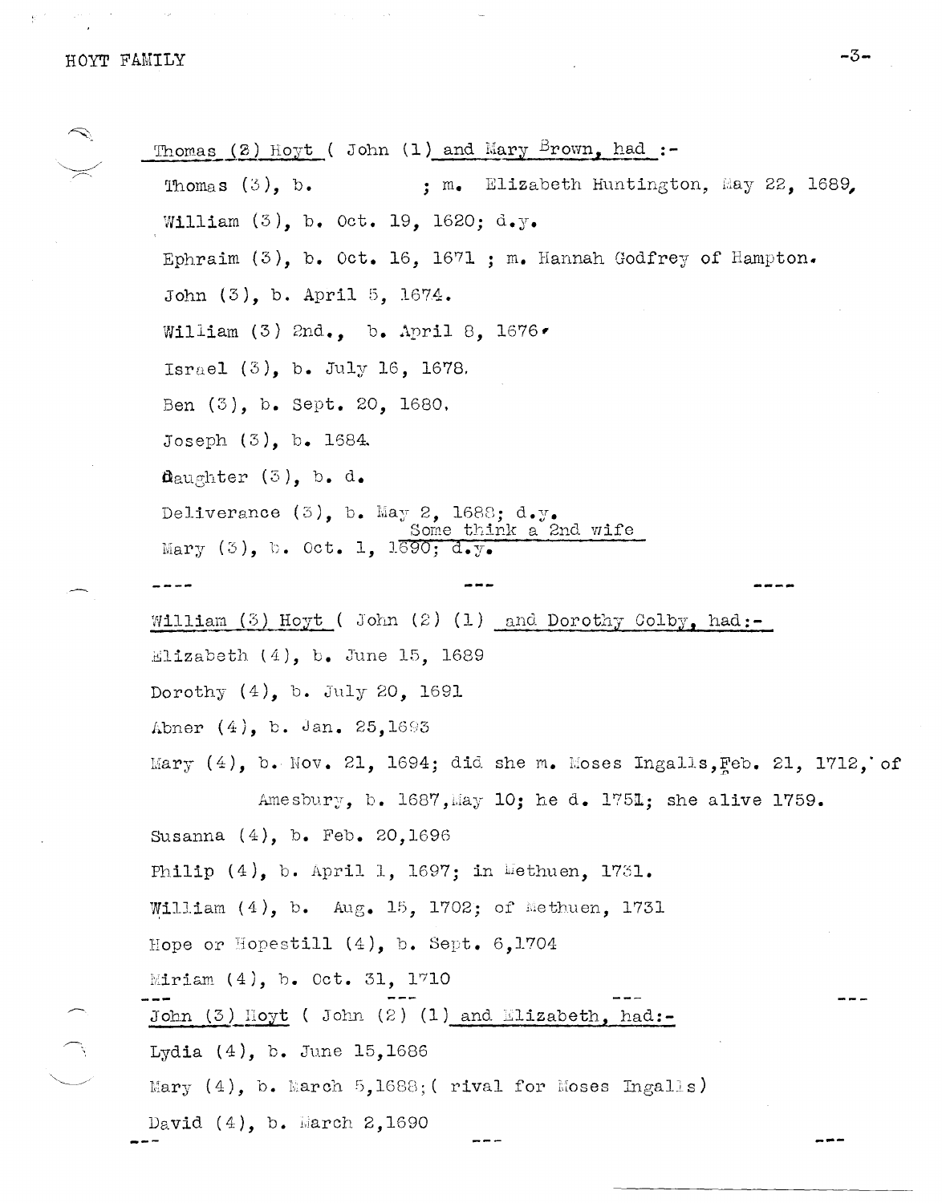Thomas (2) Hoyt ( John (1) and Mary Brown, had :-

Thomas (3), b. ; m. Elizabeth Huntington, May 22, 1689,

William (3), b. Oct. 19, 1620; d.y.

Ephraim (3), b. Oct. 16, 1671 ; m. Hannah Godfrey of Hampton.

John (3), b. April 5, 1674.

William (3) 2nd., b. April 8, 1676.

Israel (3), b. July 16, 1678.

Ben (3), b. Sept. 20, 1680.

Joseph (3), b. 1684.

daughter (3), b. d.

Deliverance (3), b. May 2, 1688; d.y.

Some think a 2nd wife

Mary (3), b. Oct. 1, 1690; d.y.

---

William (3) Hoyt ( John (2) (1) and Dorothy Colby, had:-

Elizabeth (4), b. June 15, 1689

Dorothy (4), b. July 20, 1691

Abner (4), b. Jan. 25,1693

Mary (4), b. Nov. 21, 1694; did she m. Moses Ingalls, Feb. 21, 1712, of Amesbury, b. 1687, May 10; he d. 1751; she alive 1759.

Susanna (4), b. Feb. 20,1696

Philip (4), b. April 1, 1697; in Methuen, 1731.

William (4), b. Aug. 15, 1702; of Methuen, 1731

Hope or Hopestill (4), b. Sept. 6,1704

Miriam (4), b. Oct. 31, 1710

---

John (3) Hoyt ( John (2) (1) and Elizabeth, had:-

Lydia (4), b. June 15,1686

Mary (4), b. March 5,1688; ( rival for Moses Ingalls)

David (4), b. March 2,1690

---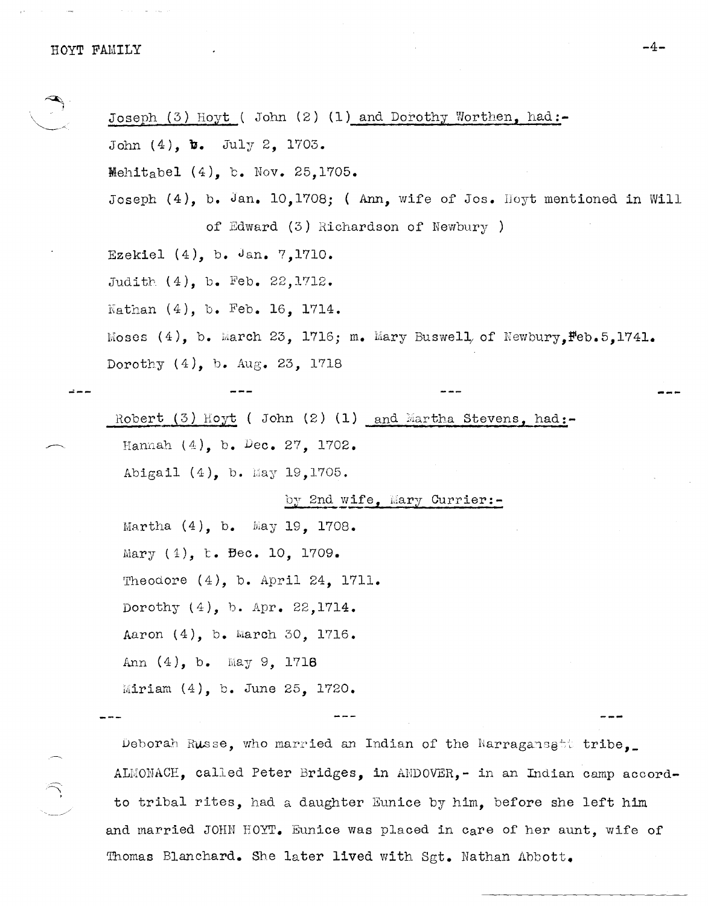Joseph (3) Hoyt ( John (2) (1) and Dorothy Worthen, had:-

John (4), b. July 2, 1703.

Mehitabel (4), b. Nov. 25,1705.

Joseph (4), b. Jan. 10,1708; ( Ann, wife of Jos. Hoyt mentioned in Will of Edward (3) Richardson of Newbury )

Ezekiel (4), b. Jan. 7,1710.

Judith (4), b. Feb. 22,1712.

Nathan (4), b. Feb. 16, 1714.

Moses (4), b. March 23, 1716; m. Mary Buswell of Newbury, Feb.5,1741.

Dorothy (4), b. Aug. 23, 1718

---

Robert (3) Hoyt ( John (2) (1) and Martha Stevens, had:-

Hannah (4), b. Dec. 27, 1702.

Abigail (4), b. May 19,1705.

by 2nd wife, Mary Currier:-

Martha (4), b. May 19, 1708.

Mary (4), b. Dec. 10, 1709.

Theodore (4), b. April 24, 1711.

Dorothy (4), b. Apr. 22,1714.

Aaron (4), b. March 30, 1716.

Ann (4), b. May 9, 1718

Miriam (4), b. June 25, 1720.

---

Deborah Russe, who married an Indian of the Narragansett tribe, ALMONACH, called Peter Bridges, in ANDOVER,- in an Indian camp accord- to tribal rites, had a daughter Eunice by him, before she left him and married JOHN HOYT. Eunice was placed in care of her aunt, wife of Thomas Blanchard. She later lived with Sgt. Nathan Abbott.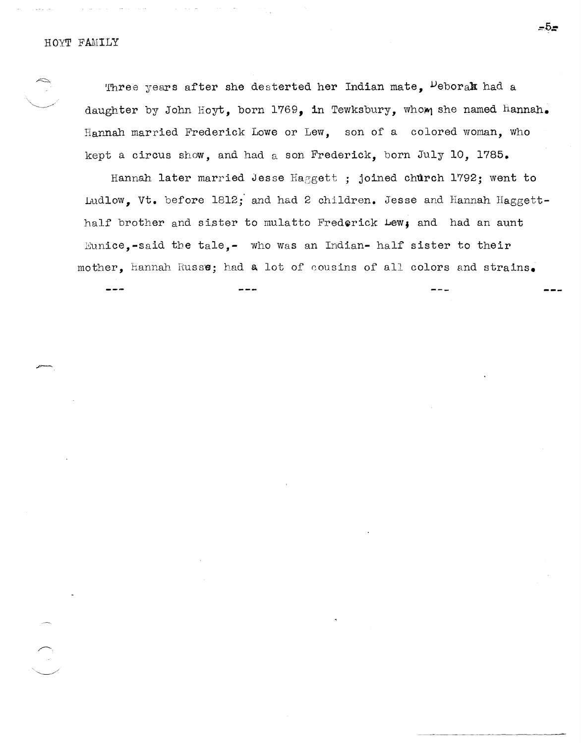Three years after she desterted her Indian mate, Deborah had a daughter by John Hoyt, born 1769, in Tewksbury, whom she named Hannah. Hannah married Frederick Lowe or Lew, son of a colored woman, who kept a circus show, and had a son Frederick, born July 10, 1785.

Hannah later married Jesse Haggett ; joined church 1792; went to Ludlow, Vt. before 1812; and had 2 children. Jesse and Hannah Haggett- half brother and sister to mulatto Frederick Lew; and had an aunt Eunice,-said the tale,- who was an Indian- half sister to their mother, Hannah Russe; had a lot of cousins of all colors and strains.

--- --- --- ---